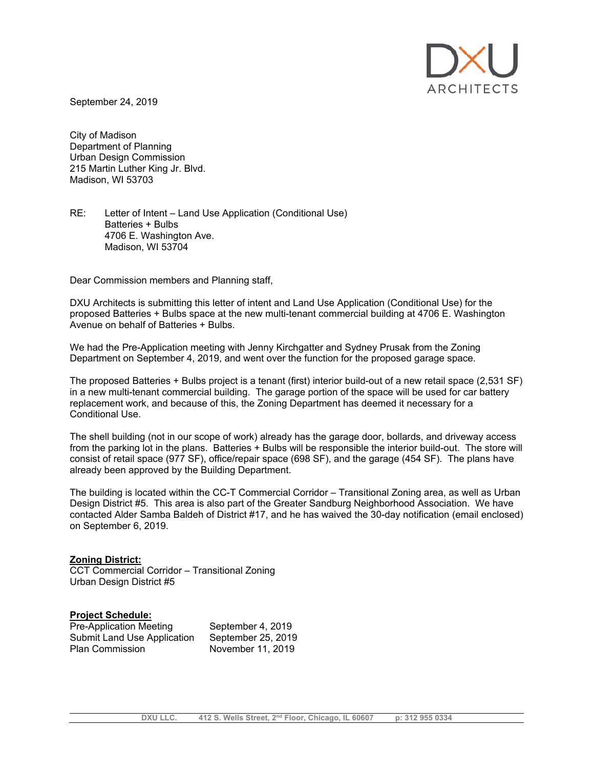DXU ARCHITECTS

September 24, 2019

City of Madison
Department of Planning
Urban Design Commission
215 Martin Luther King Jr. Blvd.
Madison, WI 53703

RE: Letter of Intent – Land Use Application (Conditional Use)
Batteries + Bulbs
4706 E. Washington Ave.
Madison, WI 53704

Dear Commission members and Planning staff,

DXU Architects is submitting this letter of intent and Land Use Application (Conditional Use) for the proposed Batteries + Bulbs space at the new multi-tenant commercial building at 4706 E. Washington Avenue on behalf of Batteries + Bulbs.

We had the Pre-Application meeting with Jenny Kirchgatter and Sydney Prusak from the Zoning Department on September 4, 2019, and went over the function for the proposed garage space.

The proposed Batteries + Bulbs project is a tenant (first) interior build-out of a new retail space (2,531 SF) in a new multi-tenant commercial building. The garage portion of the space will be used for car battery replacement work, and because of this, the Zoning Department has deemed it necessary for a Conditional Use.

The shell building (not in our scope of work) already has the garage door, bollards, and driveway access from the parking lot in the plans. Batteries + Bulbs will be responsible the interior build-out. The store will consist of retail space (977 SF), office/repair space (698 SF), and the garage (454 SF). The plans have already been approved by the Building Department.

The building is located within the CC-T Commercial Corridor – Transitional Zoning area, as well as Urban Design District #5. This area is also part of the Greater Sandburg Neighborhood Association. We have contacted Alder Samba Baldeh of District #17, and he has waived the 30-day notification (email enclosed) on September 6, 2019.

**Zoning District:**
CCT Commercial Corridor – Transitional Zoning
Urban Design District #5

**Project Schedule:**

| | |
|---|---|
| Pre-Application Meeting | September 4, 2019 |
| Submit Land Use Application | September 25, 2019 |
| Plan Commission | November 11, 2019 |

DXU LLC. 412 S. Wells Street, 2nd Floor, Chicago, IL 60607 p: 312 955 0334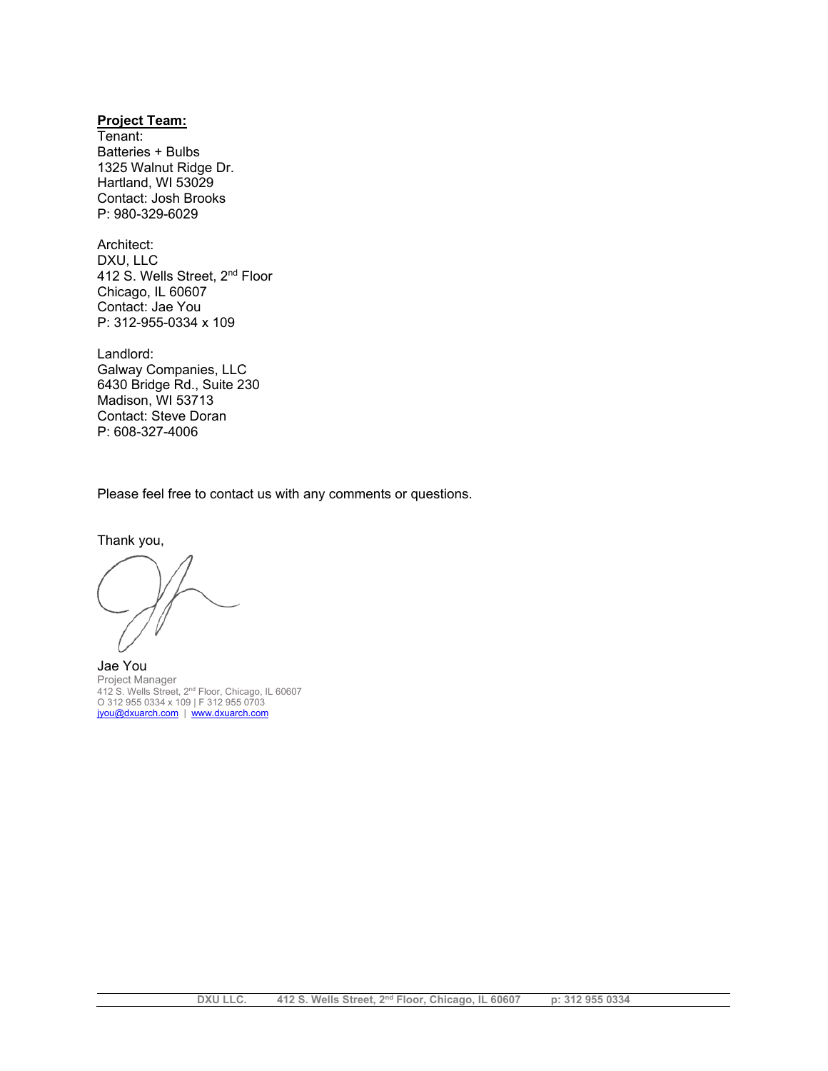**Project Team:**

Tenant:
Batteries + Bulbs
1325 Walnut Ridge Dr.
Hartland, WI 53029
Contact: Josh Brooks
P: 980-329-6029

Architect:
DXU, LLC
412 S. Wells Street, 2nd Floor
Chicago, IL 60607
Contact: Jae You
P: 312-955-0334 x 109

Landlord:
Galway Companies, LLC
6430 Bridge Rd., Suite 230
Madison, WI 53713
Contact: Steve Doran
P: 608-327-4006

Please feel free to contact us with any comments or questions.

Thank you,

Jae You
Project Manager
412 S. Wells Street, 2nd Floor, Chicago, IL 60607
O 312 955 0334 x 109 | F 312 955 0703
jyou@dxuarch.com | www.dxuarch.com